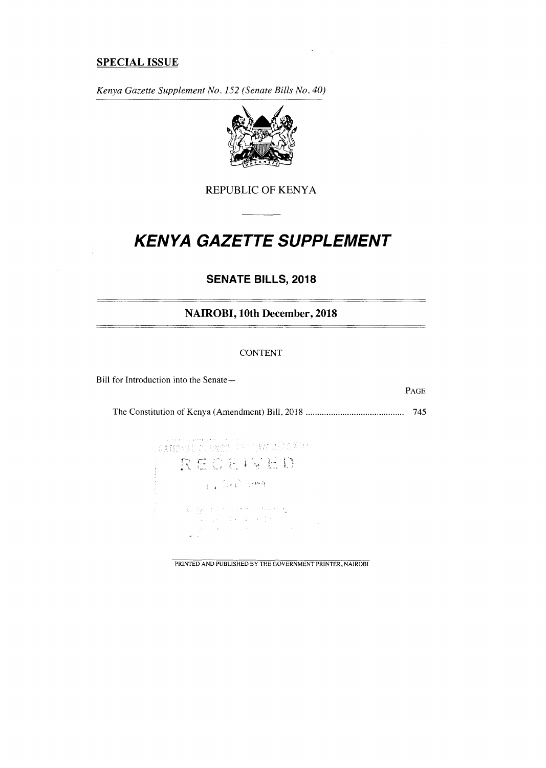**SPECIAL ISSUE**

*Kenya Gazette Supplement No. 152 (Senate Bills No. 40)*

REPUBLIC OF KENYA

# *KENYA GAZETTE SUPPLEMENT*

## SENATE BILLS, 2018

### NAIROBI, 10th December, 2018

CONTENT

Bill for Introduction into the Senate—

| | PAGE |
|---|---|
| The Constitution of Kenya (Amendment) Bill, 2018 .......................................... | 745 |

PRINTED AND PUBLISHED BY THE GOVERNMENT PRINTER, NAIROBI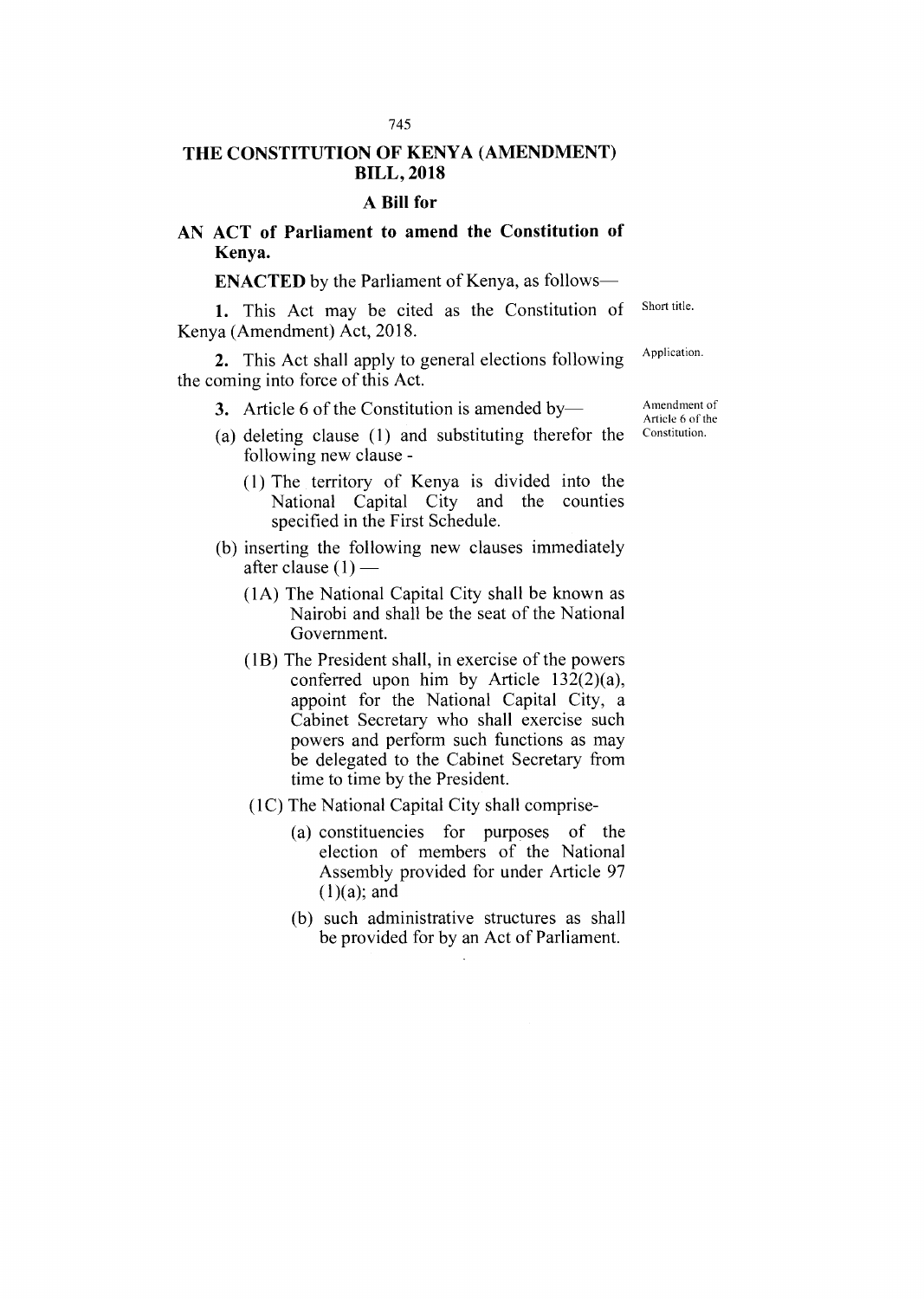# THE CONSTITUTION OF KENYA (AMENDMENT) BILL, 2018

## A Bill for

**AN ACT of Parliament to amend the Constitution of Kenya.**

**ENACTED** by the Parliament of Kenya, as follows—

Short title.

**1.** This Act may be cited as the Constitution of Kenya (Amendment) Act, 2018.

Application.

**2.** This Act shall apply to general elections following the coming into force of this Act.

Amendment of Article 6 of the Constitution.

**3.** Article 6 of the Constitution is amended by—

(a) deleting clause (1) and substituting therefor the following new clause -

(1) The territory of Kenya is divided into the National Capital City and the counties specified in the First Schedule.

(b) inserting the following new clauses immediately after clause (1) —

(1A) The National Capital City shall be known as Nairobi and shall be the seat of the National Government.

(1B) The President shall, in exercise of the powers conferred upon him by Article 132(2)(a), appoint for the National Capital City, a Cabinet Secretary who shall exercise such powers and perform such functions as may be delegated to the Cabinet Secretary from time to time by the President.

(1C) The National Capital City shall comprise-

(a) constituencies for purposes of the election of members of the National Assembly provided for under Article 97 (1)(a); and

(b) such administrative structures as shall be provided for by an Act of Parliament.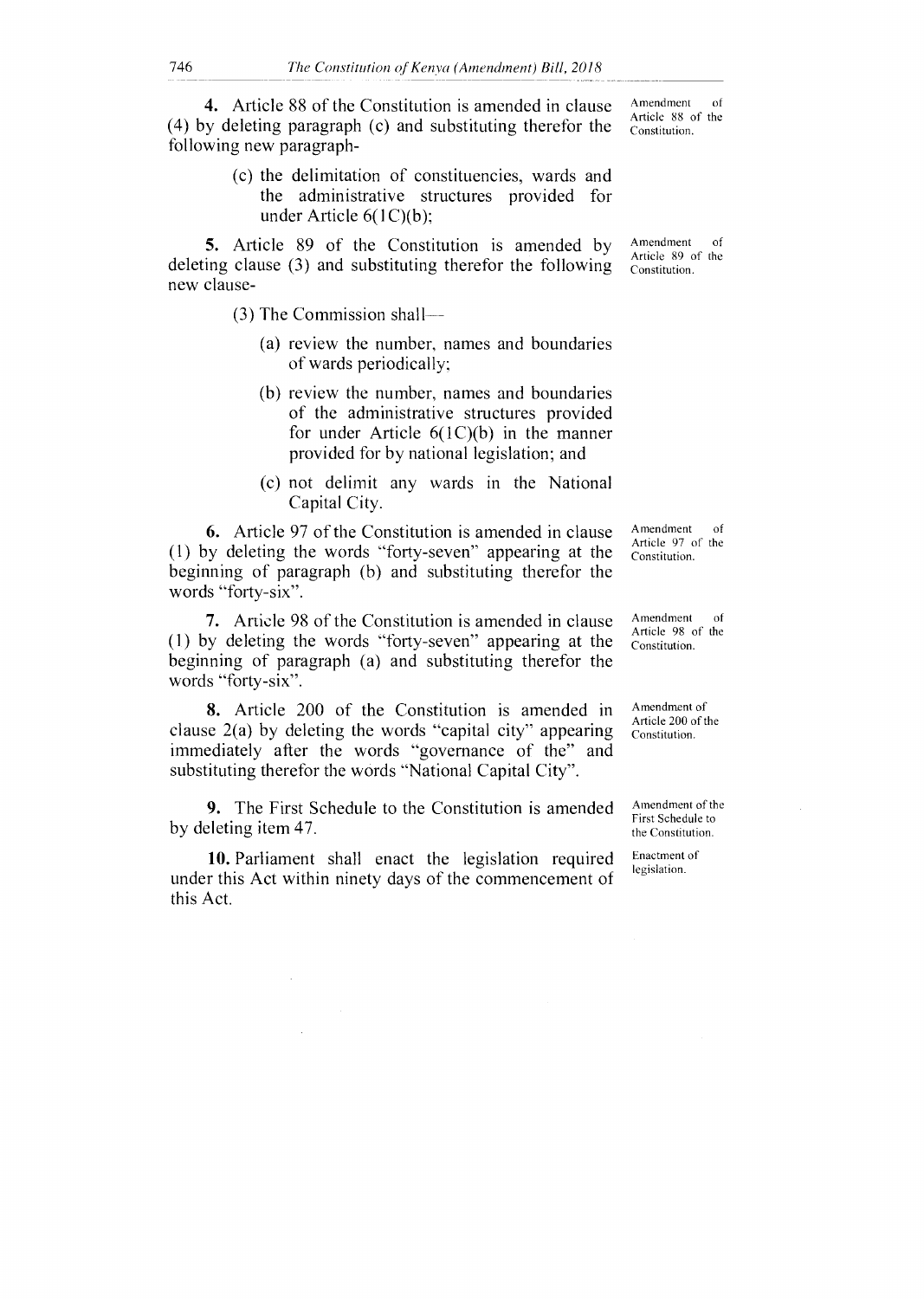**4.** Article 88 of the Constitution is amended in clause (4) by deleting paragraph (c) and substituting therefor the following new paragraph-

Amendment of Article 88 of the Constitution.

> (c) the delimitation of constituencies, wards and the administrative structures provided for under Article 6(1C)(b);

**5.** Article 89 of the Constitution is amended by deleting clause (3) and substituting therefor the following new clause-

Amendment of Article 89 of the Constitution.

> (3) The Commission shall—
>
> (a) review the number, names and boundaries of wards periodically;
>
> (b) review the number, names and boundaries of the administrative structures provided for under Article 6(1C)(b) in the manner provided for by national legislation; and
>
> (c) not delimit any wards in the National Capital City.

**6.** Article 97 of the Constitution is amended in clause (1) by deleting the words "forty-seven" appearing at the beginning of paragraph (b) and substituting therefor the words "forty-six".

Amendment of Article 97 of the Constitution.

**7.** Article 98 of the Constitution is amended in clause (1) by deleting the words "forty-seven" appearing at the beginning of paragraph (a) and substituting therefor the words "forty-six".

Amendment of Article 98 of the Constitution.

**8.** Article 200 of the Constitution is amended in clause 2(a) by deleting the words "capital city" appearing immediately after the words "governance of the" and substituting therefor the words "National Capital City".

Amendment of Article 200 of the Constitution.

**9.** The First Schedule to the Constitution is amended by deleting item 47.

Amendment of the First Schedule to the Constitution.

**10.** Parliament shall enact the legislation required under this Act within ninety days of the commencement of this Act.

Enactment of legislation.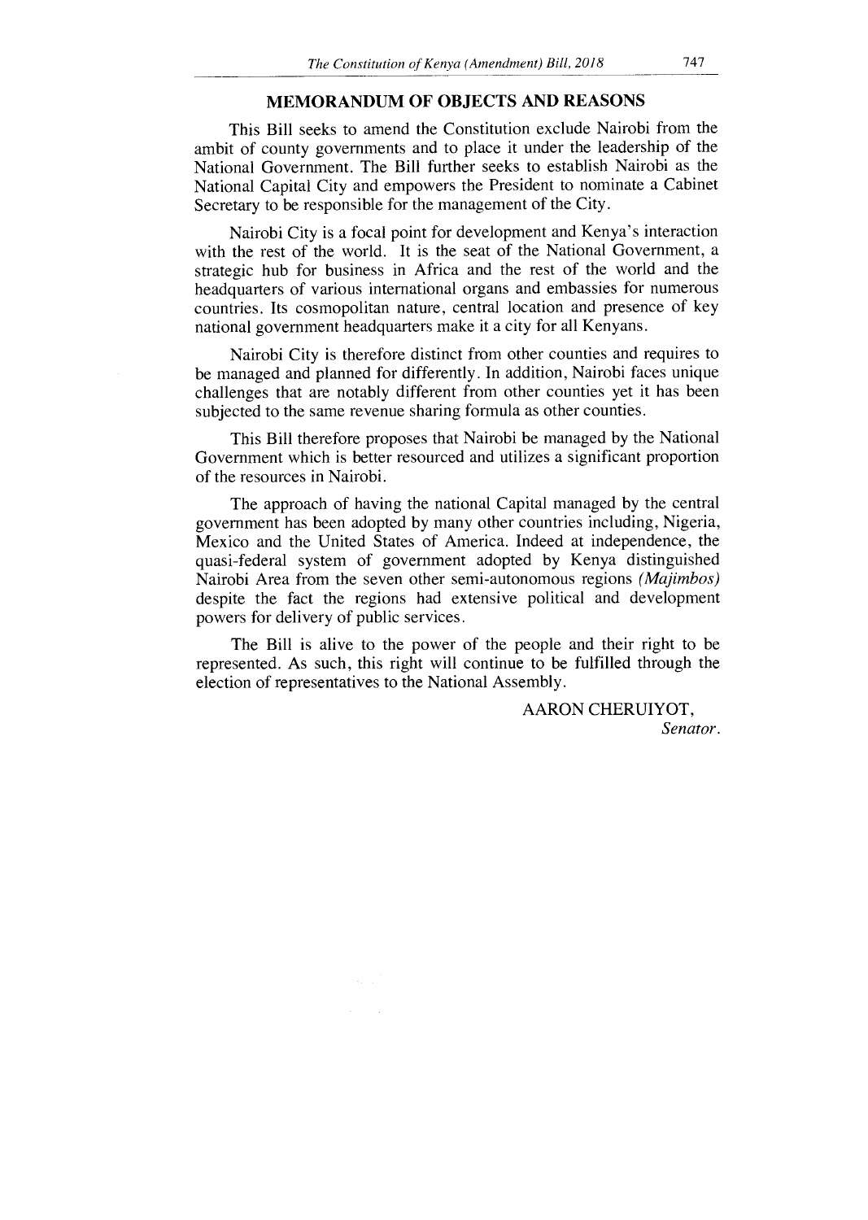## MEMORANDUM OF OBJECTS AND REASONS

This Bill seeks to amend the Constitution exclude Nairobi from the ambit of county governments and to place it under the leadership of the National Government. The Bill further seeks to establish Nairobi as the National Capital City and empowers the President to nominate a Cabinet Secretary to be responsible for the management of the City.

Nairobi City is a focal point for development and Kenya's interaction with the rest of the world. It is the seat of the National Government, a strategic hub for business in Africa and the rest of the world and the headquarters of various international organs and embassies for numerous countries. Its cosmopolitan nature, central location and presence of key national government headquarters make it a city for all Kenyans.

Nairobi City is therefore distinct from other counties and requires to be managed and planned for differently. In addition, Nairobi faces unique challenges that are notably different from other counties yet it has been subjected to the same revenue sharing formula as other counties.

This Bill therefore proposes that Nairobi be managed by the National Government which is better resourced and utilizes a significant proportion of the resources in Nairobi.

The approach of having the national Capital managed by the central government has been adopted by many other countries including, Nigeria, Mexico and the United States of America. Indeed at independence, the quasi-federal system of government adopted by Kenya distinguished Nairobi Area from the seven other semi-autonomous regions *(Majimbos)* despite the fact the regions had extensive political and development powers for delivery of public services.

The Bill is alive to the power of the people and their right to be represented. As such, this right will continue to be fulfilled through the election of representatives to the National Assembly.

AARON CHERUIYOT,
*Senator.*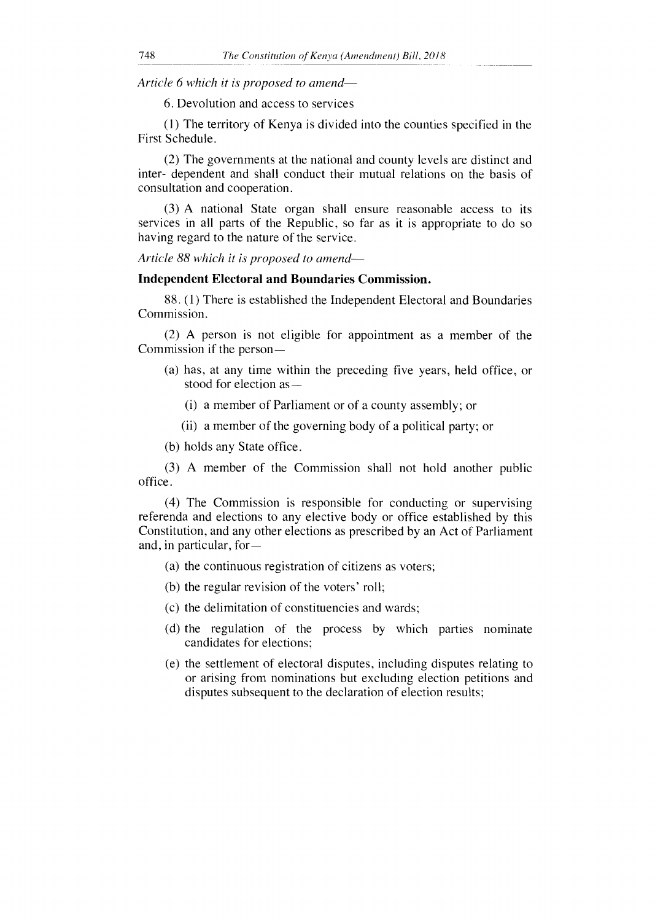*Article 6 which it is proposed to amend—*

6. Devolution and access to services

(1) The territory of Kenya is divided into the counties specified in the First Schedule.

(2) The governments at the national and county levels are distinct and inter- dependent and shall conduct their mutual relations on the basis of consultation and cooperation.

(3) A national State organ shall ensure reasonable access to its services in all parts of the Republic, so far as it is appropriate to do so having regard to the nature of the service.

*Article 88 which it is proposed to amend—*

**Independent Electoral and Boundaries Commission.**

88. (1) There is established the Independent Electoral and Boundaries Commission.

(2) A person is not eligible for appointment as a member of the Commission if the person—

- (a) has, at any time within the preceding five years, held office, or stood for election as—
  - (i) a member of Parliament or of a county assembly; or
  - (ii) a member of the governing body of a political party; or
- (b) holds any State office.

(3) A member of the Commission shall not hold another public office.

(4) The Commission is responsible for conducting or supervising referenda and elections to any elective body or office established by this Constitution, and any other elections as prescribed by an Act of Parliament and, in particular, for—

- (a) the continuous registration of citizens as voters;
- (b) the regular revision of the voters' roll;
- (c) the delimitation of constituencies and wards;
- (d) the regulation of the process by which parties nominate candidates for elections;
- (e) the settlement of electoral disputes, including disputes relating to or arising from nominations but excluding election petitions and disputes subsequent to the declaration of election results;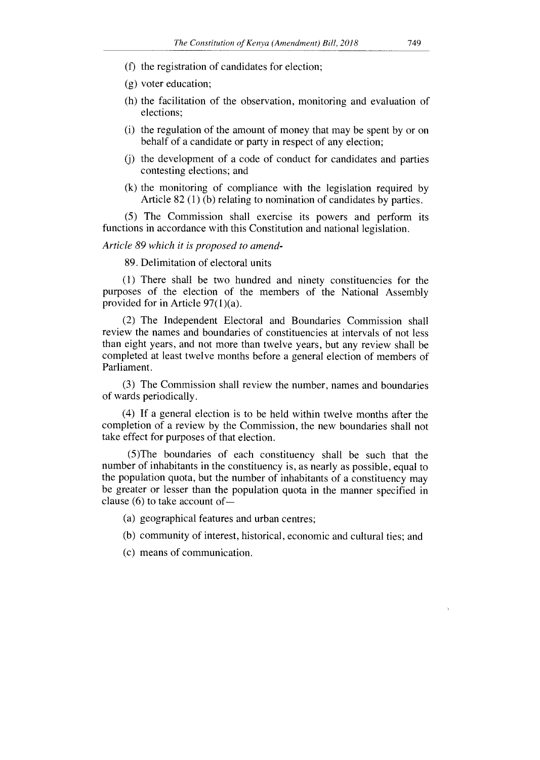(f) the registration of candidates for election;

(g) voter education;

(h) the facilitation of the observation, monitoring and evaluation of elections;

(i) the regulation of the amount of money that may be spent by or on behalf of a candidate or party in respect of any election;

(j) the development of a code of conduct for candidates and parties contesting elections; and

(k) the monitoring of compliance with the legislation required by Article 82 (1) (b) relating to nomination of candidates by parties.

(5) The Commission shall exercise its powers and perform its functions in accordance with this Constitution and national legislation.

*Article 89 which it is proposed to amend-*

89. Delimitation of electoral units

(1) There shall be two hundred and ninety constituencies for the purposes of the election of the members of the National Assembly provided for in Article 97(1)(a).

(2) The Independent Electoral and Boundaries Commission shall review the names and boundaries of constituencies at intervals of not less than eight years, and not more than twelve years, but any review shall be completed at least twelve months before a general election of members of Parliament.

(3) The Commission shall review the number, names and boundaries of wards periodically.

(4) If a general election is to be held within twelve months after the completion of a review by the Commission, the new boundaries shall not take effect for purposes of that election.

(5)The boundaries of each constituency shall be such that the number of inhabitants in the constituency is, as nearly as possible, equal to the population quota, but the number of inhabitants of a constituency may be greater or lesser than the population quota in the manner specified in clause (6) to take account of—

(a) geographical features and urban centres;

(b) community of interest, historical, economic and cultural ties; and

(c) means of communication.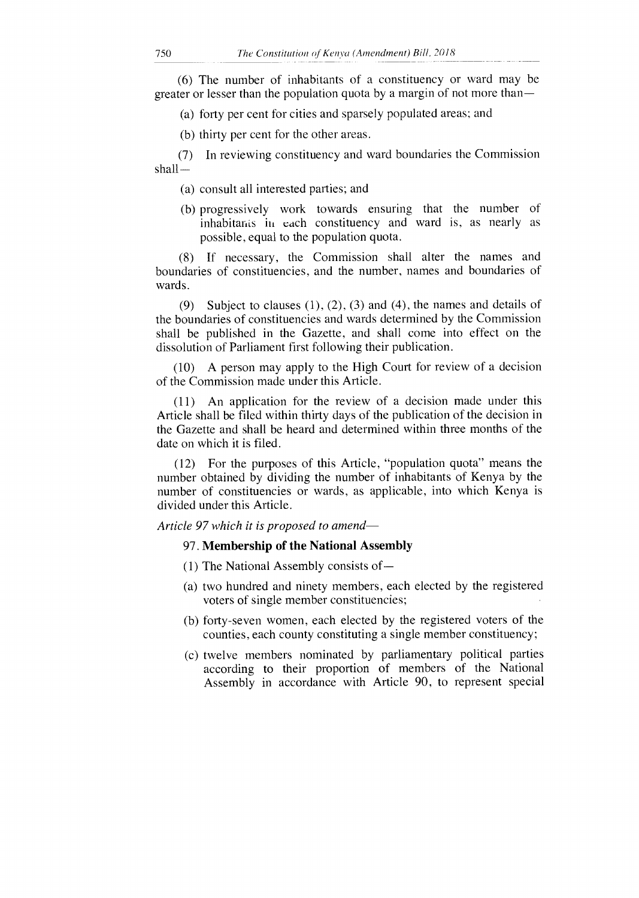(6) The number of inhabitants of a constituency or ward may be greater or lesser than the population quota by a margin of not more than—

(a) forty per cent for cities and sparsely populated areas; and

(b) thirty per cent for the other areas.

(7) In reviewing constituency and ward boundaries the Commission shall—

(a) consult all interested parties; and

(b) progressively work towards ensuring that the number of inhabitants in each constituency and ward is, as nearly as possible, equal to the population quota.

(8) If necessary, the Commission shall alter the names and boundaries of constituencies, and the number, names and boundaries of wards.

(9) Subject to clauses (1), (2), (3) and (4), the names and details of the boundaries of constituencies and wards determined by the Commission shall be published in the Gazette, and shall come into effect on the dissolution of Parliament first following their publication.

(10) A person may apply to the High Court for review of a decision of the Commission made under this Article.

(11) An application for the review of a decision made under this Article shall be filed within thirty days of the publication of the decision in the Gazette and shall be heard and determined within three months of the date on which it is filed.

(12) For the purposes of this Article, "population quota" means the number obtained by dividing the number of inhabitants of Kenya by the number of constituencies or wards, as applicable, into which Kenya is divided under this Article.

*Article 97 which it is proposed to amend—*

97. **Membership of the National Assembly**

(1) The National Assembly consists of—

(a) two hundred and ninety members, each elected by the registered voters of single member constituencies;

(b) forty-seven women, each elected by the registered voters of the counties, each county constituting a single member constituency;

(c) twelve members nominated by parliamentary political parties according to their proportion of members of the National Assembly in accordance with Article 90, to represent special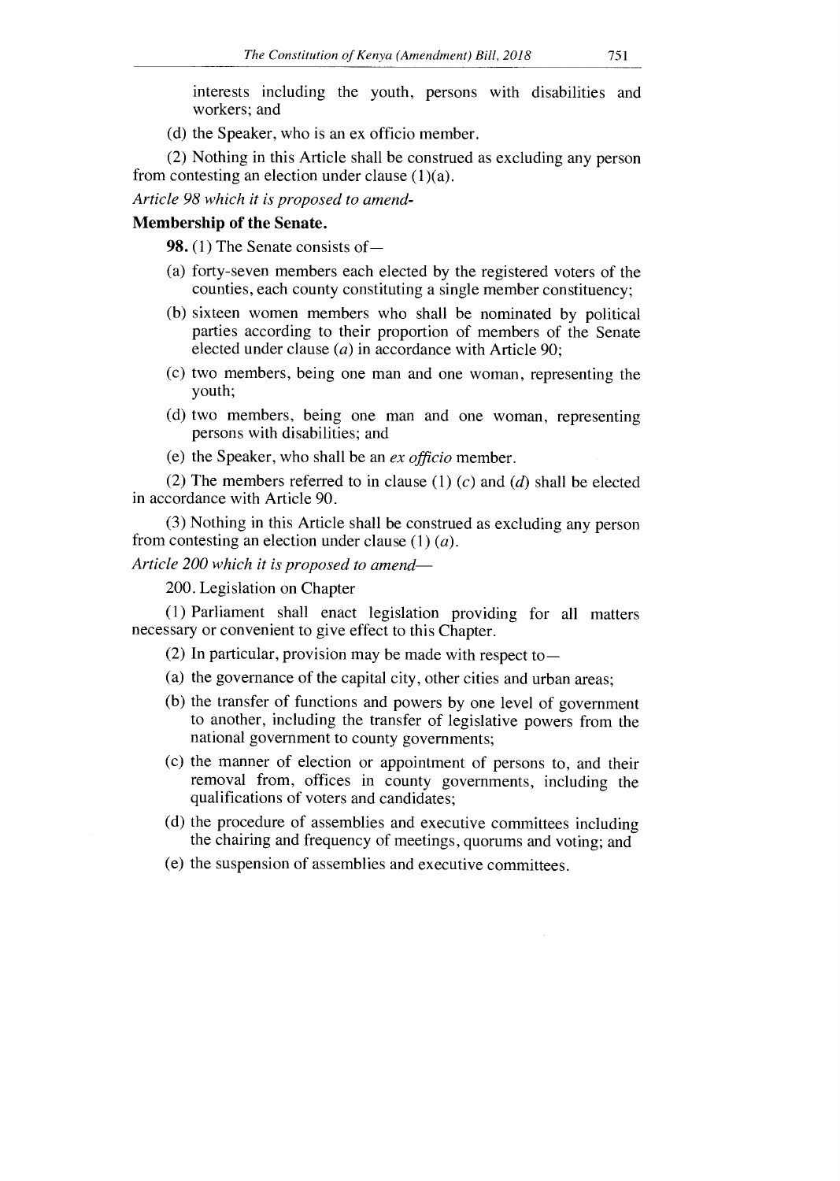interests including the youth, persons with disabilities and workers; and

(d) the Speaker, who is an ex officio member.

(2) Nothing in this Article shall be construed as excluding any person from contesting an election under clause (1)(a).

*Article 98 which it is proposed to amend-*

**Membership of the Senate.**

**98.** (1) The Senate consists of—

(a) forty-seven members each elected by the registered voters of the counties, each county constituting a single member constituency;

(b) sixteen women members who shall be nominated by political parties according to their proportion of members of the Senate elected under clause (*a*) in accordance with Article 90;

(c) two members, being one man and one woman, representing the youth;

(d) two members, being one man and one woman, representing persons with disabilities; and

(e) the Speaker, who shall be an *ex officio* member.

(2) The members referred to in clause (1) (*c*) and (*d*) shall be elected in accordance with Article 90.

(3) Nothing in this Article shall be construed as excluding any person from contesting an election under clause (1) (*a*).

*Article 200 which it is proposed to amend—*

200. Legislation on Chapter

(1) Parliament shall enact legislation providing for all matters necessary or convenient to give effect to this Chapter.

(2) In particular, provision may be made with respect to—

(a) the governance of the capital city, other cities and urban areas;

(b) the transfer of functions and powers by one level of government to another, including the transfer of legislative powers from the national government to county governments;

(c) the manner of election or appointment of persons to, and their removal from, offices in county governments, including the qualifications of voters and candidates;

(d) the procedure of assemblies and executive committees including the chairing and frequency of meetings, quorums and voting; and

(e) the suspension of assemblies and executive committees.